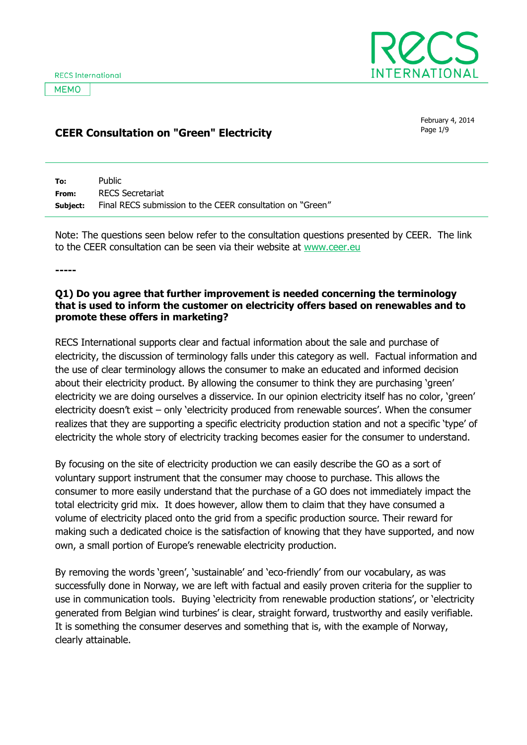RECS International

MEMO

# CEER Consultation on "Green" Electricity

February 4, 2014

| | |
|---|---|
| **To:** | Public |
| **From:** | RECS Secretariat |
| **Subject:** | Final RECS submission to the CEER consultation on "Green" |

Note: The questions seen below refer to the consultation questions presented by CEER. The link to the CEER consultation can be seen via their website at www.ceer.eu

-----

### Q1) Do you agree that further improvement is needed concerning the terminology that is used to inform the customer on electricity offers based on renewables and to promote these offers in marketing?

RECS International supports clear and factual information about the sale and purchase of electricity, the discussion of terminology falls under this category as well. Factual information and the use of clear terminology allows the consumer to make an educated and informed decision about their electricity product. By allowing the consumer to think they are purchasing 'green' electricity we are doing ourselves a disservice. In our opinion electricity itself has no color, 'green' electricity doesn't exist – only 'electricity produced from renewable sources'. When the consumer realizes that they are supporting a specific electricity production station and not a specific 'type' of electricity the whole story of electricity tracking becomes easier for the consumer to understand.

By focusing on the site of electricity production we can easily describe the GO as a sort of voluntary support instrument that the consumer may choose to purchase. This allows the consumer to more easily understand that the purchase of a GO does not immediately impact the total electricity grid mix. It does however, allow them to claim that they have consumed a volume of electricity placed onto the grid from a specific production source. Their reward for making such a dedicated choice is the satisfaction of knowing that they have supported, and now own, a small portion of Europe's renewable electricity production.

By removing the words 'green', 'sustainable' and 'eco-friendly' from our vocabulary, as was successfully done in Norway, we are left with factual and easily proven criteria for the supplier to use in communication tools. Buying 'electricity from renewable production stations', or 'electricity generated from Belgian wind turbines' is clear, straight forward, trustworthy and easily verifiable. It is something the consumer deserves and something that is, with the example of Norway, clearly attainable.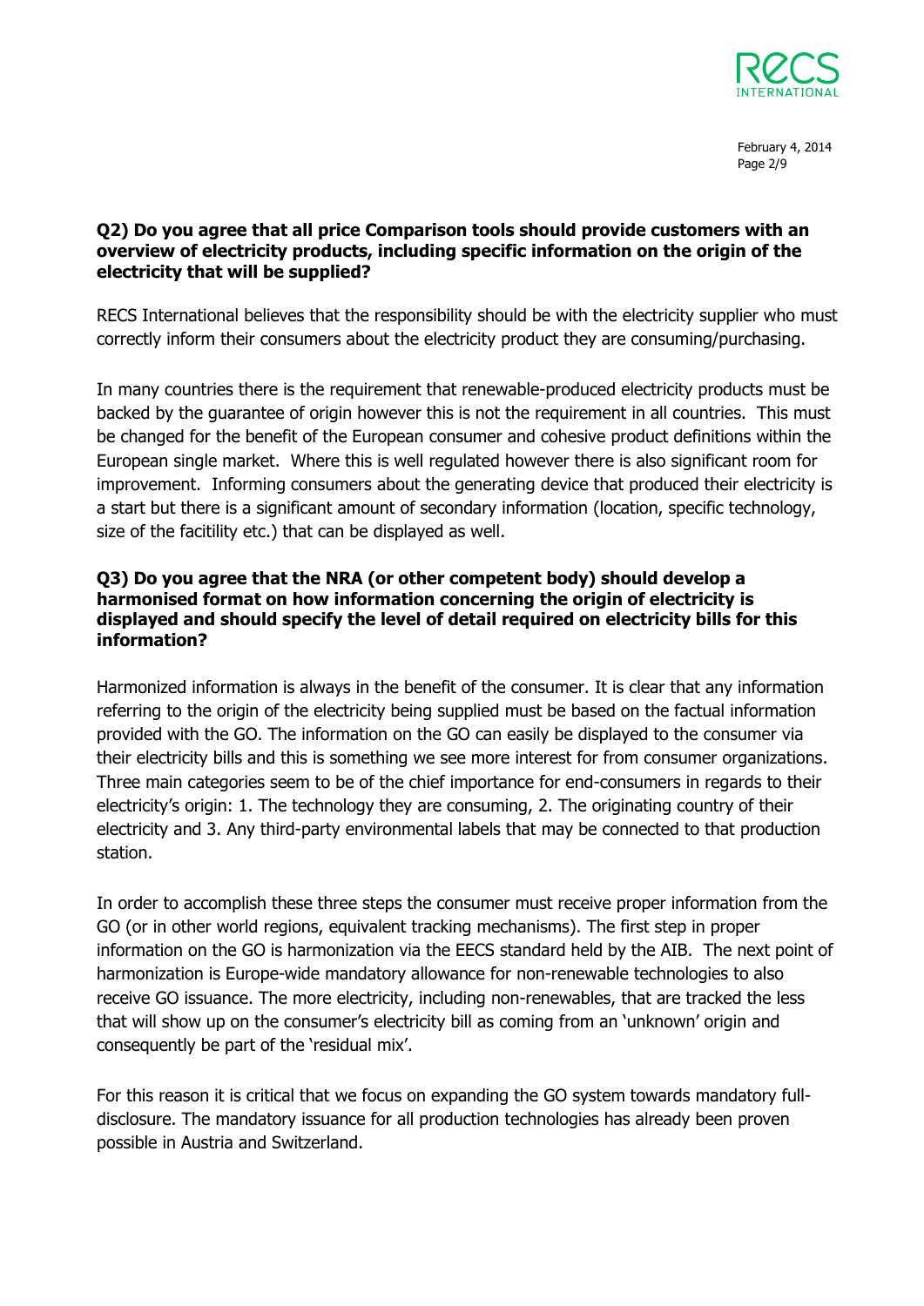**Q2) Do you agree that all price Comparison tools should provide customers with an overview of electricity products, including specific information on the origin of the electricity that will be supplied?**

RECS International believes that the responsibility should be with the electricity supplier who must correctly inform their consumers about the electricity product they are consuming/purchasing.

In many countries there is the requirement that renewable-produced electricity products must be backed by the guarantee of origin however this is not the requirement in all countries. This must be changed for the benefit of the European consumer and cohesive product definitions within the European single market. Where this is well regulated however there is also significant room for improvement. Informing consumers about the generating device that produced their electricity is a start but there is a significant amount of secondary information (location, specific technology, size of the facitility etc.) that can be displayed as well.

**Q3) Do you agree that the NRA (or other competent body) should develop a harmonised format on how information concerning the origin of electricity is displayed and should specify the level of detail required on electricity bills for this information?**

Harmonized information is always in the benefit of the consumer. It is clear that any information referring to the origin of the electricity being supplied must be based on the factual information provided with the GO. The information on the GO can easily be displayed to the consumer via their electricity bills and this is something we see more interest for from consumer organizations. Three main categories seem to be of the chief importance for end-consumers in regards to their electricity's origin: 1. The technology they are consuming, 2. The originating country of their electricity and 3. Any third-party environmental labels that may be connected to that production station.

In order to accomplish these three steps the consumer must receive proper information from the GO (or in other world regions, equivalent tracking mechanisms). The first step in proper information on the GO is harmonization via the EECS standard held by the AIB. The next point of harmonization is Europe-wide mandatory allowance for non-renewable technologies to also receive GO issuance. The more electricity, including non-renewables, that are tracked the less that will show up on the consumer's electricity bill as coming from an 'unknown' origin and consequently be part of the 'residual mix'.

For this reason it is critical that we focus on expanding the GO system towards mandatory full-disclosure. The mandatory issuance for all production technologies has already been proven possible in Austria and Switzerland.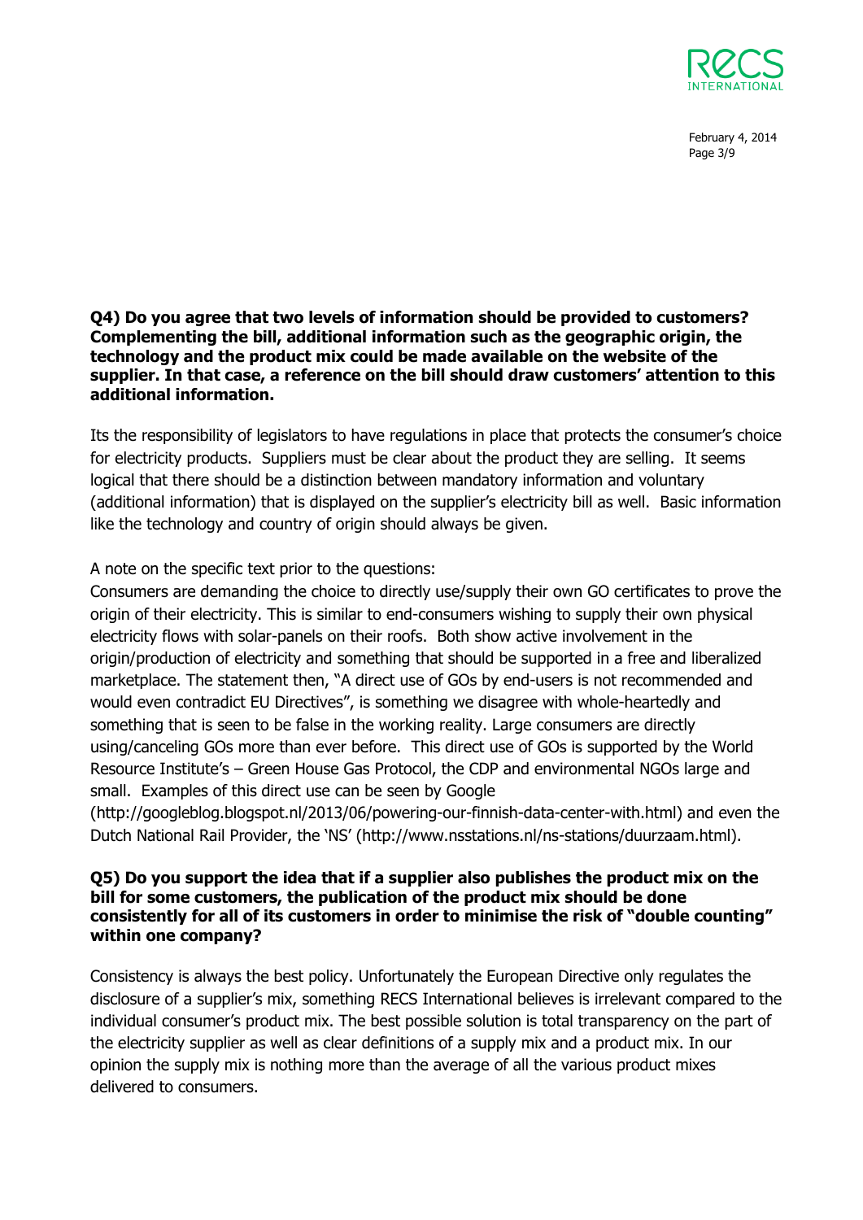**Q4) Do you agree that two levels of information should be provided to customers? Complementing the bill, additional information such as the geographic origin, the technology and the product mix could be made available on the website of the supplier. In that case, a reference on the bill should draw customers' attention to this additional information.**

Its the responsibility of legislators to have regulations in place that protects the consumer's choice for electricity products. Suppliers must be clear about the product they are selling. It seems logical that there should be a distinction between mandatory information and voluntary (additional information) that is displayed on the supplier's electricity bill as well. Basic information like the technology and country of origin should always be given.

A note on the specific text prior to the questions:
Consumers are demanding the choice to directly use/supply their own GO certificates to prove the origin of their electricity. This is similar to end-consumers wishing to supply their own physical electricity flows with solar-panels on their roofs. Both show active involvement in the origin/production of electricity and something that should be supported in a free and liberalized marketplace. The statement then, "A direct use of GOs by end-users is not recommended and would even contradict EU Directives", is something we disagree with whole-heartedly and something that is seen to be false in the working reality. Large consumers are directly using/canceling GOs more than ever before. This direct use of GOs is supported by the World Resource Institute's – Green House Gas Protocol, the CDP and environmental NGOs large and small. Examples of this direct use can be seen by Google (http://googleblog.blogspot.nl/2013/06/powering-our-finnish-data-center-with.html) and even the Dutch National Rail Provider, the 'NS' (http://www.nsstations.nl/ns-stations/duurzaam.html).

**Q5) Do you support the idea that if a supplier also publishes the product mix on the bill for some customers, the publication of the product mix should be done consistently for all of its customers in order to minimise the risk of "double counting" within one company?**

Consistency is always the best policy. Unfortunately the European Directive only regulates the disclosure of a supplier's mix, something RECS International believes is irrelevant compared to the individual consumer's product mix. The best possible solution is total transparency on the part of the electricity supplier as well as clear definitions of a supply mix and a product mix. In our opinion the supply mix is nothing more than the average of all the various product mixes delivered to consumers.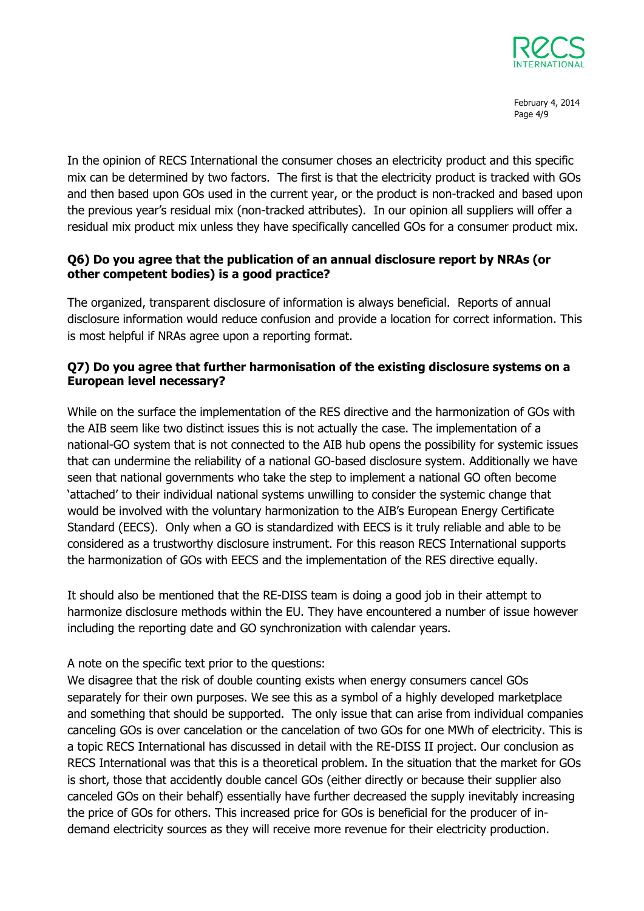In the opinion of RECS International the consumer choses an electricity product and this specific mix can be determined by two factors. The first is that the electricity product is tracked with GOs and then based upon GOs used in the current year, or the product is non-tracked and based upon the previous year's residual mix (non-tracked attributes). In our opinion all suppliers will offer a residual mix product mix unless they have specifically cancelled GOs for a consumer product mix.

**Q6) Do you agree that the publication of an annual disclosure report by NRAs (or other competent bodies) is a good practice?**

The organized, transparent disclosure of information is always beneficial. Reports of annual disclosure information would reduce confusion and provide a location for correct information. This is most helpful if NRAs agree upon a reporting format.

**Q7) Do you agree that further harmonisation of the existing disclosure systems on a European level necessary?**

While on the surface the implementation of the RES directive and the harmonization of GOs with the AIB seem like two distinct issues this is not actually the case. The implementation of a national-GO system that is not connected to the AIB hub opens the possibility for systemic issues that can undermine the reliability of a national GO-based disclosure system. Additionally we have seen that national governments who take the step to implement a national GO often become 'attached' to their individual national systems unwilling to consider the systemic change that would be involved with the voluntary harmonization to the AIB's European Energy Certificate Standard (EECS). Only when a GO is standardized with EECS is it truly reliable and able to be considered as a trustworthy disclosure instrument. For this reason RECS International supports the harmonization of GOs with EECS and the implementation of the RES directive equally.

It should also be mentioned that the RE-DISS team is doing a good job in their attempt to harmonize disclosure methods within the EU. They have encountered a number of issue however including the reporting date and GO synchronization with calendar years.

A note on the specific text prior to the questions:
We disagree that the risk of double counting exists when energy consumers cancel GOs separately for their own purposes. We see this as a symbol of a highly developed marketplace and something that should be supported. The only issue that can arise from individual companies canceling GOs is over cancelation or the cancelation of two GOs for one MWh of electricity. This is a topic RECS International has discussed in detail with the RE-DISS II project. Our conclusion as RECS International was that this is a theoretical problem. In the situation that the market for GOs is short, those that accidently double cancel GOs (either directly or because their supplier also canceled GOs on their behalf) essentially have further decreased the supply inevitably increasing the price of GOs for others. This increased price for GOs is beneficial for the producer of in-demand electricity sources as they will receive more revenue for their electricity production.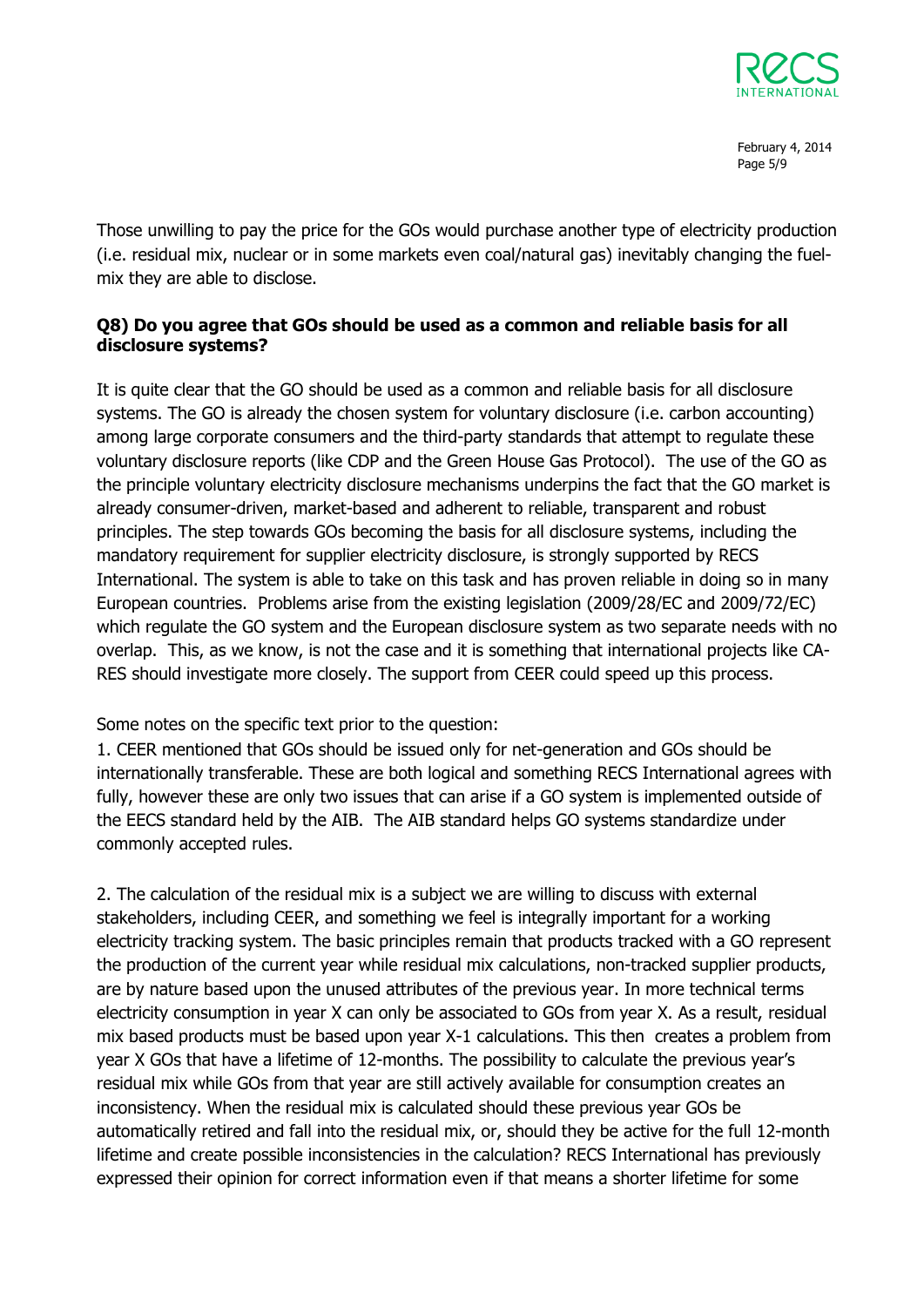Those unwilling to pay the price for the GOs would purchase another type of electricity production (i.e. residual mix, nuclear or in some markets even coal/natural gas) inevitably changing the fuel-mix they are able to disclose.

**Q8) Do you agree that GOs should be used as a common and reliable basis for all disclosure systems?**

It is quite clear that the GO should be used as a common and reliable basis for all disclosure systems. The GO is already the chosen system for voluntary disclosure (i.e. carbon accounting) among large corporate consumers and the third-party standards that attempt to regulate these voluntary disclosure reports (like CDP and the Green House Gas Protocol). The use of the GO as the principle voluntary electricity disclosure mechanisms underpins the fact that the GO market is already consumer-driven, market-based and adherent to reliable, transparent and robust principles. The step towards GOs becoming the basis for all disclosure systems, including the mandatory requirement for supplier electricity disclosure, is strongly supported by RECS International. The system is able to take on this task and has proven reliable in doing so in many European countries. Problems arise from the existing legislation (2009/28/EC and 2009/72/EC) which regulate the GO system and the European disclosure system as two separate needs with no overlap. This, as we know, is not the case and it is something that international projects like CA-RES should investigate more closely. The support from CEER could speed up this process.

Some notes on the specific text prior to the question:

1. CEER mentioned that GOs should be issued only for net-generation and GOs should be internationally transferable. These are both logical and something RECS International agrees with fully, however these are only two issues that can arise if a GO system is implemented outside of the EECS standard held by the AIB. The AIB standard helps GO systems standardize under commonly accepted rules.

2. The calculation of the residual mix is a subject we are willing to discuss with external stakeholders, including CEER, and something we feel is integrally important for a working electricity tracking system. The basic principles remain that products tracked with a GO represent the production of the current year while residual mix calculations, non-tracked supplier products, are by nature based upon the unused attributes of the previous year. In more technical terms electricity consumption in year X can only be associated to GOs from year X. As a result, residual mix based products must be based upon year X-1 calculations. This then creates a problem from year X GOs that have a lifetime of 12-months. The possibility to calculate the previous year's residual mix while GOs from that year are still actively available for consumption creates an inconsistency. When the residual mix is calculated should these previous year GOs be automatically retired and fall into the residual mix, or, should they be active for the full 12-month lifetime and create possible inconsistencies in the calculation? RECS International has previously expressed their opinion for correct information even if that means a shorter lifetime for some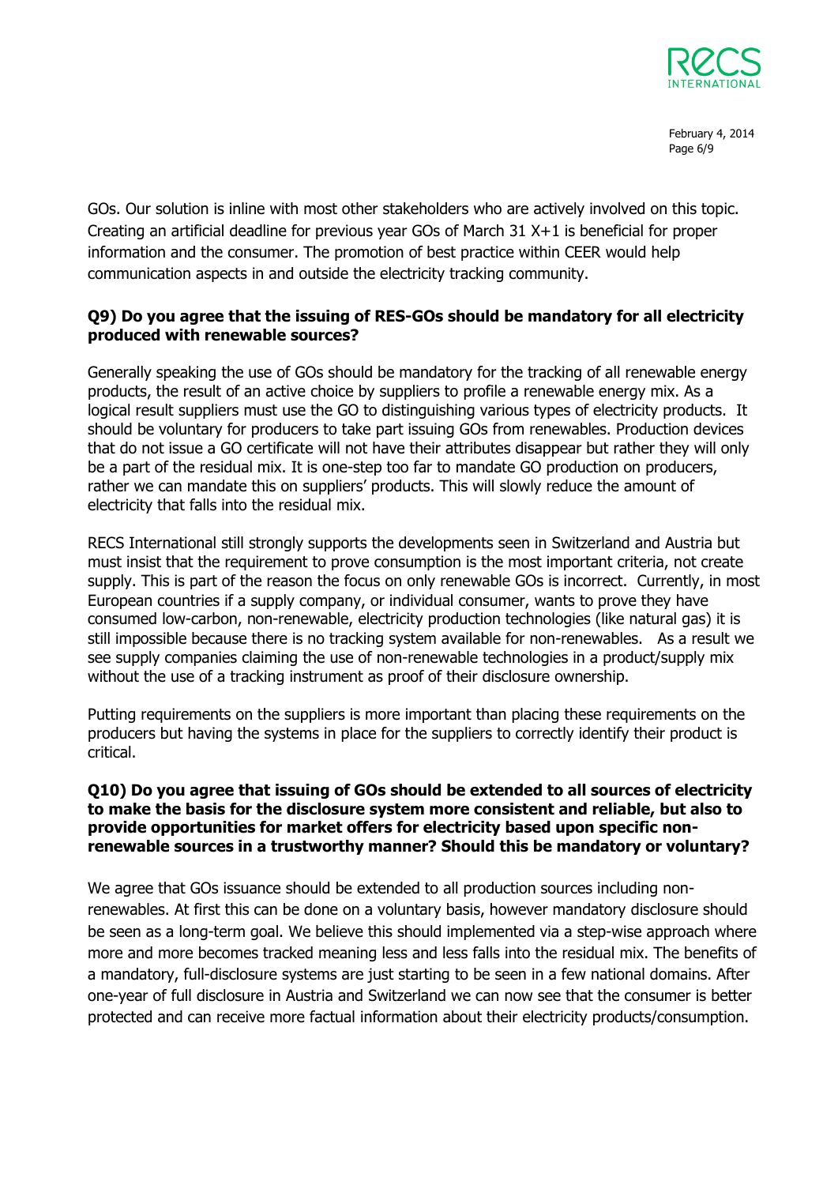GOs. Our solution is inline with most other stakeholders who are actively involved on this topic. Creating an artificial deadline for previous year GOs of March 31 X+1 is beneficial for proper information and the consumer. The promotion of best practice within CEER would help communication aspects in and outside the electricity tracking community.

**Q9) Do you agree that the issuing of RES-GOs should be mandatory for all electricity produced with renewable sources?**

Generally speaking the use of GOs should be mandatory for the tracking of all renewable energy products, the result of an active choice by suppliers to profile a renewable energy mix. As a logical result suppliers must use the GO to distinguishing various types of electricity products. It should be voluntary for producers to take part issuing GOs from renewables. Production devices that do not issue a GO certificate will not have their attributes disappear but rather they will only be a part of the residual mix. It is one-step too far to mandate GO production on producers, rather we can mandate this on suppliers' products. This will slowly reduce the amount of electricity that falls into the residual mix.

RECS International still strongly supports the developments seen in Switzerland and Austria but must insist that the requirement to prove consumption is the most important criteria, not create supply. This is part of the reason the focus on only renewable GOs is incorrect. Currently, in most European countries if a supply company, or individual consumer, wants to prove they have consumed low-carbon, non-renewable, electricity production technologies (like natural gas) it is still impossible because there is no tracking system available for non-renewables. As a result we see supply companies claiming the use of non-renewable technologies in a product/supply mix without the use of a tracking instrument as proof of their disclosure ownership.

Putting requirements on the suppliers is more important than placing these requirements on the producers but having the systems in place for the suppliers to correctly identify their product is critical.

**Q10) Do you agree that issuing of GOs should be extended to all sources of electricity to make the basis for the disclosure system more consistent and reliable, but also to provide opportunities for market offers for electricity based upon specific non-renewable sources in a trustworthy manner? Should this be mandatory or voluntary?**

We agree that GOs issuance should be extended to all production sources including non-renewables. At first this can be done on a voluntary basis, however mandatory disclosure should be seen as a long-term goal. We believe this should implemented via a step-wise approach where more and more becomes tracked meaning less and less falls into the residual mix. The benefits of a mandatory, full-disclosure systems are just starting to be seen in a few national domains. After one-year of full disclosure in Austria and Switzerland we can now see that the consumer is better protected and can receive more factual information about their electricity products/consumption.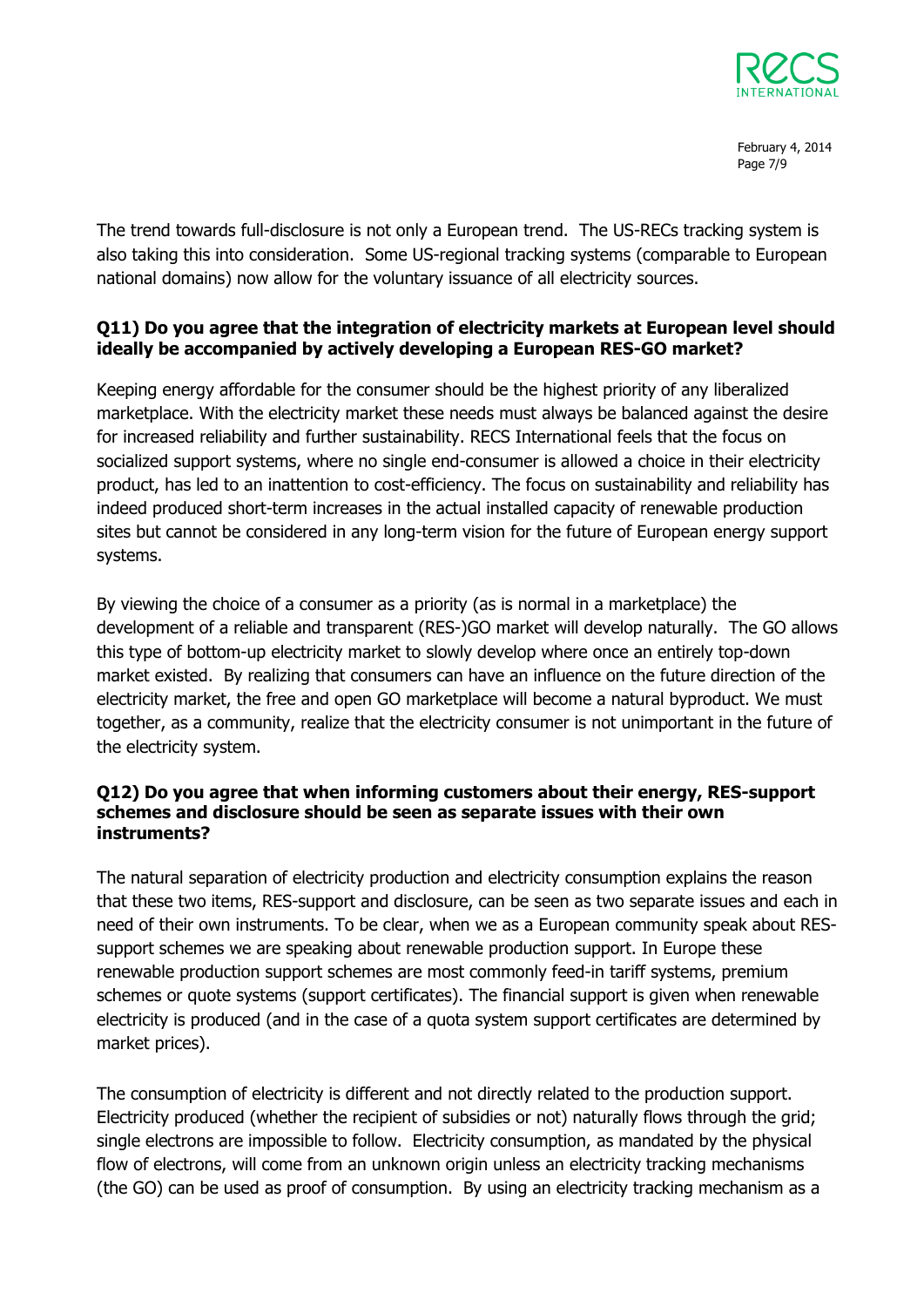The trend towards full-disclosure is not only a European trend. The US-RECs tracking system is also taking this into consideration. Some US-regional tracking systems (comparable to European national domains) now allow for the voluntary issuance of all electricity sources.

**Q11) Do you agree that the integration of electricity markets at European level should ideally be accompanied by actively developing a European RES-GO market?**

Keeping energy affordable for the consumer should be the highest priority of any liberalized marketplace. With the electricity market these needs must always be balanced against the desire for increased reliability and further sustainability. RECS International feels that the focus on socialized support systems, where no single end-consumer is allowed a choice in their electricity product, has led to an inattention to cost-efficiency. The focus on sustainability and reliability has indeed produced short-term increases in the actual installed capacity of renewable production sites but cannot be considered in any long-term vision for the future of European energy support systems.

By viewing the choice of a consumer as a priority (as is normal in a marketplace) the development of a reliable and transparent (RES-)GO market will develop naturally. The GO allows this type of bottom-up electricity market to slowly develop where once an entirely top-down market existed. By realizing that consumers can have an influence on the future direction of the electricity market, the free and open GO marketplace will become a natural byproduct. We must together, as a community, realize that the electricity consumer is not unimportant in the future of the electricity system.

**Q12) Do you agree that when informing customers about their energy, RES-support schemes and disclosure should be seen as separate issues with their own instruments?**

The natural separation of electricity production and electricity consumption explains the reason that these two items, RES-support and disclosure, can be seen as two separate issues and each in need of their own instruments. To be clear, when we as a European community speak about RES-support schemes we are speaking about renewable production support. In Europe these renewable production support schemes are most commonly feed-in tariff systems, premium schemes or quote systems (support certificates). The financial support is given when renewable electricity is produced (and in the case of a quota system support certificates are determined by market prices).

The consumption of electricity is different and not directly related to the production support. Electricity produced (whether the recipient of subsidies or not) naturally flows through the grid; single electrons are impossible to follow. Electricity consumption, as mandated by the physical flow of electrons, will come from an unknown origin unless an electricity tracking mechanisms (the GO) can be used as proof of consumption. By using an electricity tracking mechanism as a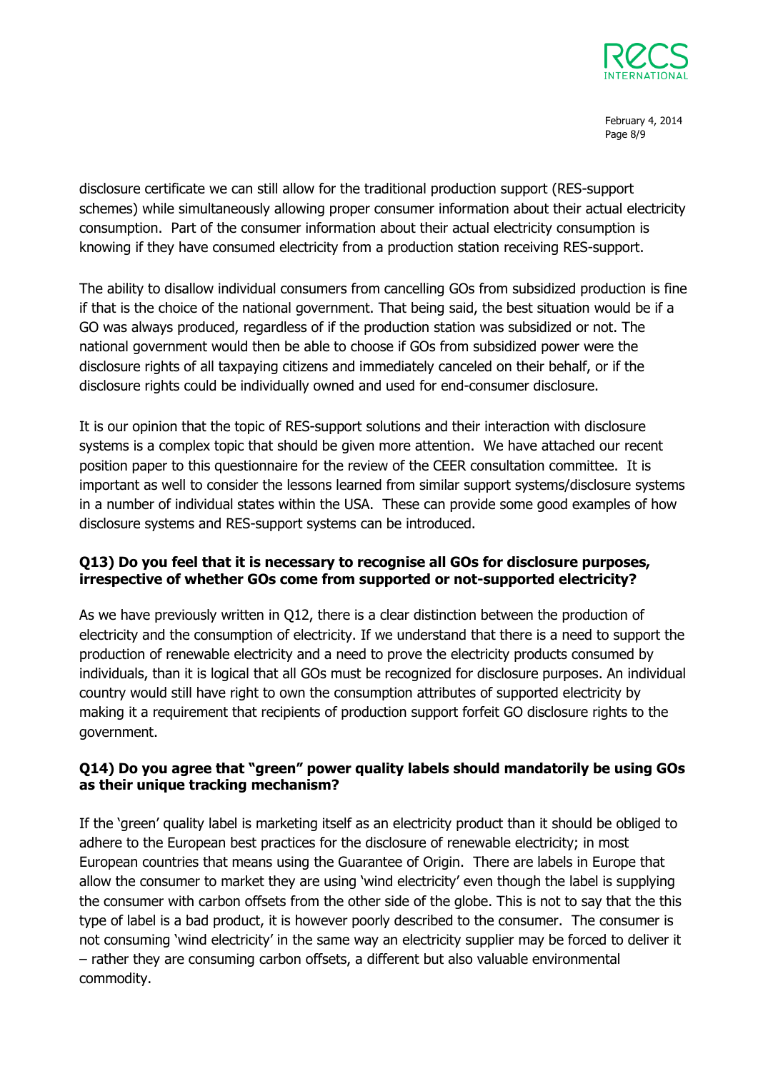disclosure certificate we can still allow for the traditional production support (RES-support schemes) while simultaneously allowing proper consumer information about their actual electricity consumption. Part of the consumer information about their actual electricity consumption is knowing if they have consumed electricity from a production station receiving RES-support.

The ability to disallow individual consumers from cancelling GOs from subsidized production is fine if that is the choice of the national government. That being said, the best situation would be if a GO was always produced, regardless of if the production station was subsidized or not. The national government would then be able to choose if GOs from subsidized power were the disclosure rights of all taxpaying citizens and immediately canceled on their behalf, or if the disclosure rights could be individually owned and used for end-consumer disclosure.

It is our opinion that the topic of RES-support solutions and their interaction with disclosure systems is a complex topic that should be given more attention. We have attached our recent position paper to this questionnaire for the review of the CEER consultation committee. It is important as well to consider the lessons learned from similar support systems/disclosure systems in a number of individual states within the USA. These can provide some good examples of how disclosure systems and RES-support systems can be introduced.

**Q13) Do you feel that it is necessary to recognise all GOs for disclosure purposes, irrespective of whether GOs come from supported or not-supported electricity?**

As we have previously written in Q12, there is a clear distinction between the production of electricity and the consumption of electricity. If we understand that there is a need to support the production of renewable electricity and a need to prove the electricity products consumed by individuals, than it is logical that all GOs must be recognized for disclosure purposes. An individual country would still have right to own the consumption attributes of supported electricity by making it a requirement that recipients of production support forfeit GO disclosure rights to the government.

**Q14) Do you agree that "green" power quality labels should mandatorily be using GOs as their unique tracking mechanism?**

If the 'green' quality label is marketing itself as an electricity product than it should be obliged to adhere to the European best practices for the disclosure of renewable electricity; in most European countries that means using the Guarantee of Origin. There are labels in Europe that allow the consumer to market they are using 'wind electricity' even though the label is supplying the consumer with carbon offsets from the other side of the globe. This is not to say that the this type of label is a bad product, it is however poorly described to the consumer. The consumer is not consuming 'wind electricity' in the same way an electricity supplier may be forced to deliver it – rather they are consuming carbon offsets, a different but also valuable environmental commodity.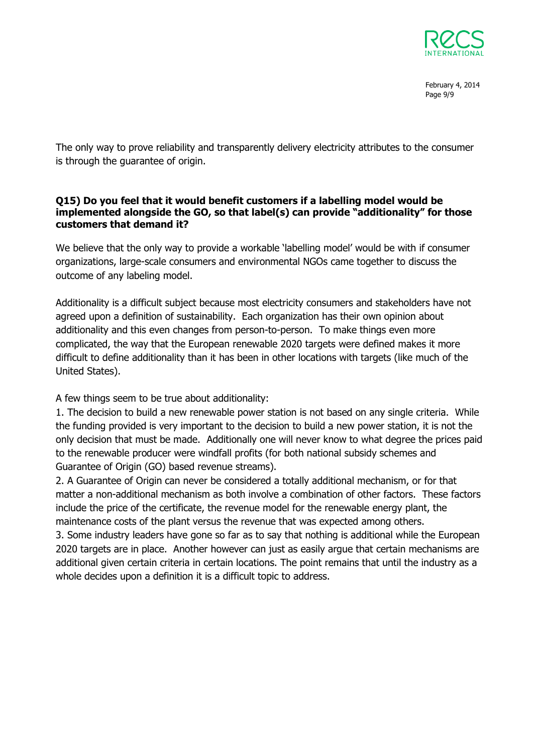The only way to prove reliability and transparently delivery electricity attributes to the consumer is through the guarantee of origin.

**Q15) Do you feel that it would benefit customers if a labelling model would be implemented alongside the GO, so that label(s) can provide "additionality" for those customers that demand it?**

We believe that the only way to provide a workable 'labelling model' would be with if consumer organizations, large-scale consumers and environmental NGOs came together to discuss the outcome of any labeling model.

Additionality is a difficult subject because most electricity consumers and stakeholders have not agreed upon a definition of sustainability. Each organization has their own opinion about additionality and this even changes from person-to-person. To make things even more complicated, the way that the European renewable 2020 targets were defined makes it more difficult to define additionality than it has been in other locations with targets (like much of the United States).

A few things seem to be true about additionality:

1. The decision to build a new renewable power station is not based on any single criteria. While the funding provided is very important to the decision to build a new power station, it is not the only decision that must be made. Additionally one will never know to what degree the prices paid to the renewable producer were windfall profits (for both national subsidy schemes and Guarantee of Origin (GO) based revenue streams).
2. A Guarantee of Origin can never be considered a totally additional mechanism, or for that matter a non-additional mechanism as both involve a combination of other factors. These factors include the price of the certificate, the revenue model for the renewable energy plant, the maintenance costs of the plant versus the revenue that was expected among others.
3. Some industry leaders have gone so far as to say that nothing is additional while the European 2020 targets are in place. Another however can just as easily argue that certain mechanisms are additional given certain criteria in certain locations. The point remains that until the industry as a whole decides upon a definition it is a difficult topic to address.